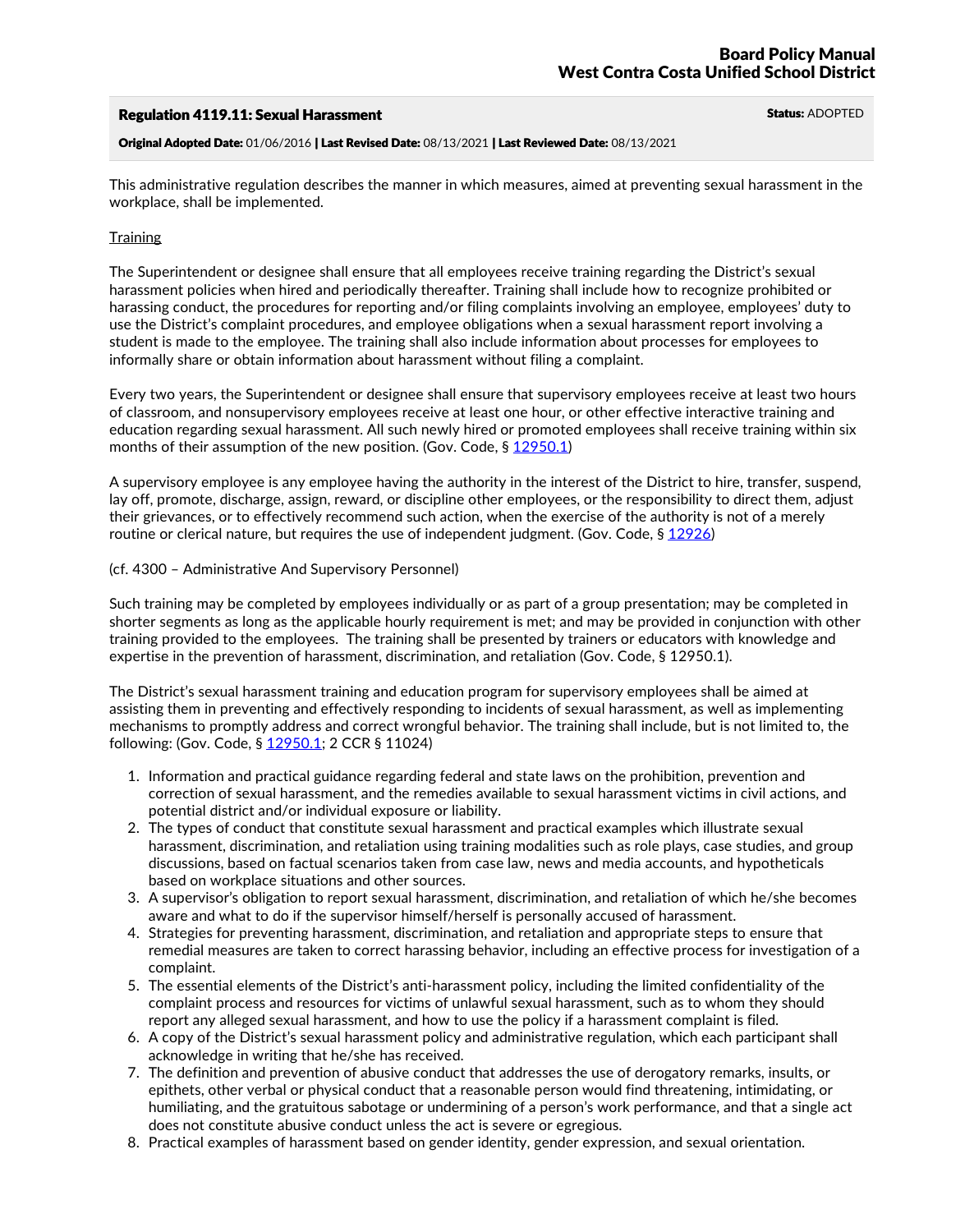# Regulation 4119.11: Sexual Harassment

**Status:** ADOPTED

**Original Adopted Date:** 01/06/2016 | **Last Revised Date:** 08/13/2021 | **Last Reviewed Date:** 08/13/2021

This administrative regulation describes the manner in which measures, aimed at preventing sexual harassment in the workplace, shall be implemented.

## Training

The Superintendent or designee shall ensure that all employees receive training regarding the District's sexual harassment policies when hired and periodically thereafter. Training shall include how to recognize prohibited or harassing conduct, the procedures for reporting and/or filing complaints involving an employee, employees' duty to use the District's complaint procedures, and employee obligations when a sexual harassment report involving a student is made to the employee. The training shall also include information about processes for employees to informally share or obtain information about harassment without filing a complaint.

Every two years, the Superintendent or designee shall ensure that supervisory employees receive at least two hours of classroom, and nonsupervisory employees receive at least one hour, or other effective interactive training and education regarding sexual harassment. All such newly hired or promoted employees shall receive training within six months of their assumption of the new position. (Gov. Code, § 12950.1)

A supervisory employee is any employee having the authority in the interest of the District to hire, transfer, suspend, lay off, promote, discharge, assign, reward, or discipline other employees, or the responsibility to direct them, adjust their grievances, or to effectively recommend such action, when the exercise of the authority is not of a merely routine or clerical nature, but requires the use of independent judgment. (Gov. Code, § 12926)

(cf. 4300 – Administrative And Supervisory Personnel)

Such training may be completed by employees individually or as part of a group presentation; may be completed in shorter segments as long as the applicable hourly requirement is met; and may be provided in conjunction with other training provided to the employees. The training shall be presented by trainers or educators with knowledge and expertise in the prevention of harassment, discrimination, and retaliation (Gov. Code, § 12950.1).

The District's sexual harassment training and education program for supervisory employees shall be aimed at assisting them in preventing and effectively responding to incidents of sexual harassment, as well as implementing mechanisms to promptly address and correct wrongful behavior. The training shall include, but is not limited to, the following: (Gov. Code, § 12950.1; 2 CCR § 11024)

1. Information and practical guidance regarding federal and state laws on the prohibition, prevention and correction of sexual harassment, and the remedies available to sexual harassment victims in civil actions, and potential district and/or individual exposure or liability.
2. The types of conduct that constitute sexual harassment and practical examples which illustrate sexual harassment, discrimination, and retaliation using training modalities such as role plays, case studies, and group discussions, based on factual scenarios taken from case law, news and media accounts, and hypotheticals based on workplace situations and other sources.
3. A supervisor's obligation to report sexual harassment, discrimination, and retaliation of which he/she becomes aware and what to do if the supervisor himself/herself is personally accused of harassment.
4. Strategies for preventing harassment, discrimination, and retaliation and appropriate steps to ensure that remedial measures are taken to correct harassing behavior, including an effective process for investigation of a complaint.
5. The essential elements of the District's anti-harassment policy, including the limited confidentiality of the complaint process and resources for victims of unlawful sexual harassment, such as to whom they should report any alleged sexual harassment, and how to use the policy if a harassment complaint is filed.
6. A copy of the District's sexual harassment policy and administrative regulation, which each participant shall acknowledge in writing that he/she has received.
7. The definition and prevention of abusive conduct that addresses the use of derogatory remarks, insults, or epithets, other verbal or physical conduct that a reasonable person would find threatening, intimidating, or humiliating, and the gratuitous sabotage or undermining of a person's work performance, and that a single act does not constitute abusive conduct unless the act is severe or egregious.
8. Practical examples of harassment based on gender identity, gender expression, and sexual orientation.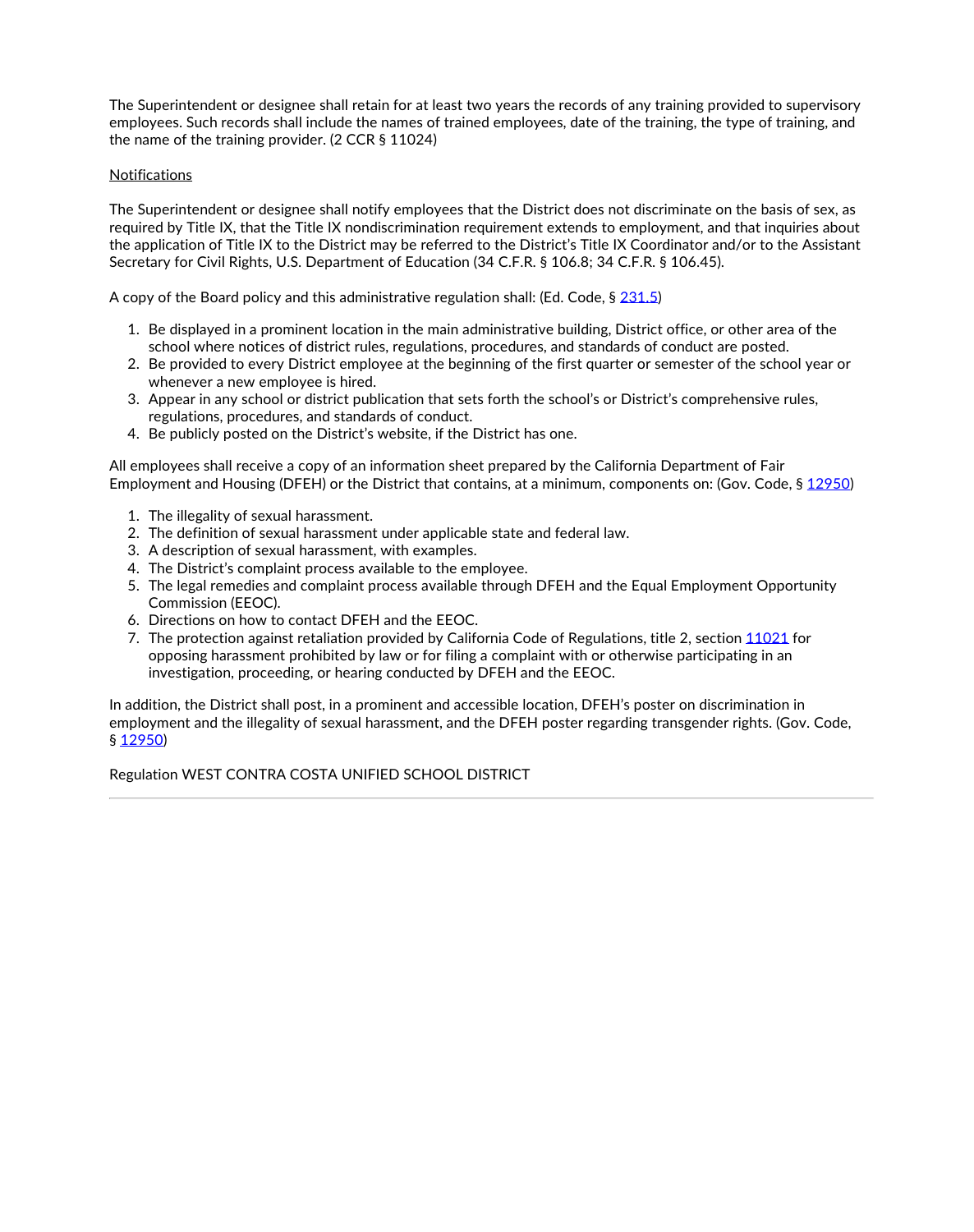The Superintendent or designee shall retain for at least two years the records of any training provided to supervisory employees. Such records shall include the names of trained employees, date of the training, the type of training, and the name of the training provider. (2 CCR § 11024)

Notifications

The Superintendent or designee shall notify employees that the District does not discriminate on the basis of sex, as required by Title IX, that the Title IX nondiscrimination requirement extends to employment, and that inquiries about the application of Title IX to the District may be referred to the District's Title IX Coordinator and/or to the Assistant Secretary for Civil Rights, U.S. Department of Education (34 C.F.R. § 106.8; 34 C.F.R. § 106.45).

A copy of the Board policy and this administrative regulation shall: (Ed. Code, § 231.5)

1. Be displayed in a prominent location in the main administrative building, District office, or other area of the school where notices of district rules, regulations, procedures, and standards of conduct are posted.
2. Be provided to every District employee at the beginning of the first quarter or semester of the school year or whenever a new employee is hired.
3. Appear in any school or district publication that sets forth the school's or District's comprehensive rules, regulations, procedures, and standards of conduct.
4. Be publicly posted on the District's website, if the District has one.

All employees shall receive a copy of an information sheet prepared by the California Department of Fair Employment and Housing (DFEH) or the District that contains, at a minimum, components on: (Gov. Code, § 12950)

1. The illegality of sexual harassment.
2. The definition of sexual harassment under applicable state and federal law.
3. A description of sexual harassment, with examples.
4. The District's complaint process available to the employee.
5. The legal remedies and complaint process available through DFEH and the Equal Employment Opportunity Commission (EEOC).
6. Directions on how to contact DFEH and the EEOC.
7. The protection against retaliation provided by California Code of Regulations, title 2, section 11021 for opposing harassment prohibited by law or for filing a complaint with or otherwise participating in an investigation, proceeding, or hearing conducted by DFEH and the EEOC.

In addition, the District shall post, in a prominent and accessible location, DFEH's poster on discrimination in employment and the illegality of sexual harassment, and the DFEH poster regarding transgender rights. (Gov. Code, § 12950)

Regulation WEST CONTRA COSTA UNIFIED SCHOOL DISTRICT